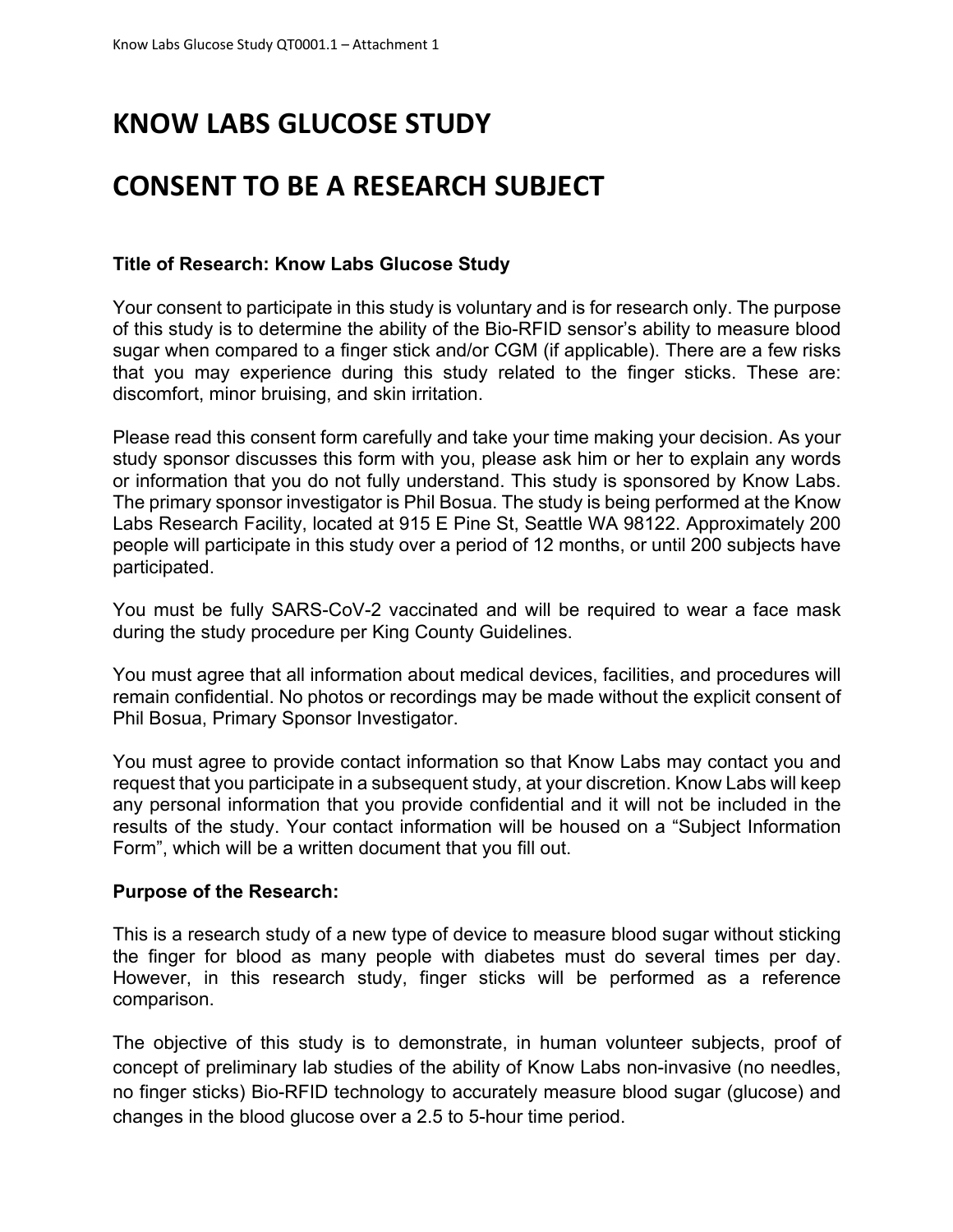# KNOW LABS GLUCOSE STUDY

# CONSENT TO BE A RESEARCH SUBJECT

**Title of Research: Know Labs Glucose Study**

Your consent to participate in this study is voluntary and is for research only. The purpose of this study is to determine the ability of the Bio-RFID sensor's ability to measure blood sugar when compared to a finger stick and/or CGM (if applicable). There are a few risks that you may experience during this study related to the finger sticks. These are: discomfort, minor bruising, and skin irritation.

Please read this consent form carefully and take your time making your decision. As your study sponsor discusses this form with you, please ask him or her to explain any words or information that you do not fully understand. This study is sponsored by Know Labs. The primary sponsor investigator is Phil Bosua. The study is being performed at the Know Labs Research Facility, located at 915 E Pine St, Seattle WA 98122. Approximately 200 people will participate in this study over a period of 12 months, or until 200 subjects have participated.

You must be fully SARS-CoV-2 vaccinated and will be required to wear a face mask during the study procedure per King County Guidelines.

You must agree that all information about medical devices, facilities, and procedures will remain confidential. No photos or recordings may be made without the explicit consent of Phil Bosua, Primary Sponsor Investigator.

You must agree to provide contact information so that Know Labs may contact you and request that you participate in a subsequent study, at your discretion. Know Labs will keep any personal information that you provide confidential and it will not be included in the results of the study. Your contact information will be housed on a "Subject Information Form", which will be a written document that you fill out.

**Purpose of the Research:**

This is a research study of a new type of device to measure blood sugar without sticking the finger for blood as many people with diabetes must do several times per day. However, in this research study, finger sticks will be performed as a reference comparison.

The objective of this study is to demonstrate, in human volunteer subjects, proof of concept of preliminary lab studies of the ability of Know Labs non-invasive (no needles, no finger sticks) Bio-RFID technology to accurately measure blood sugar (glucose) and changes in the blood glucose over a 2.5 to 5-hour time period.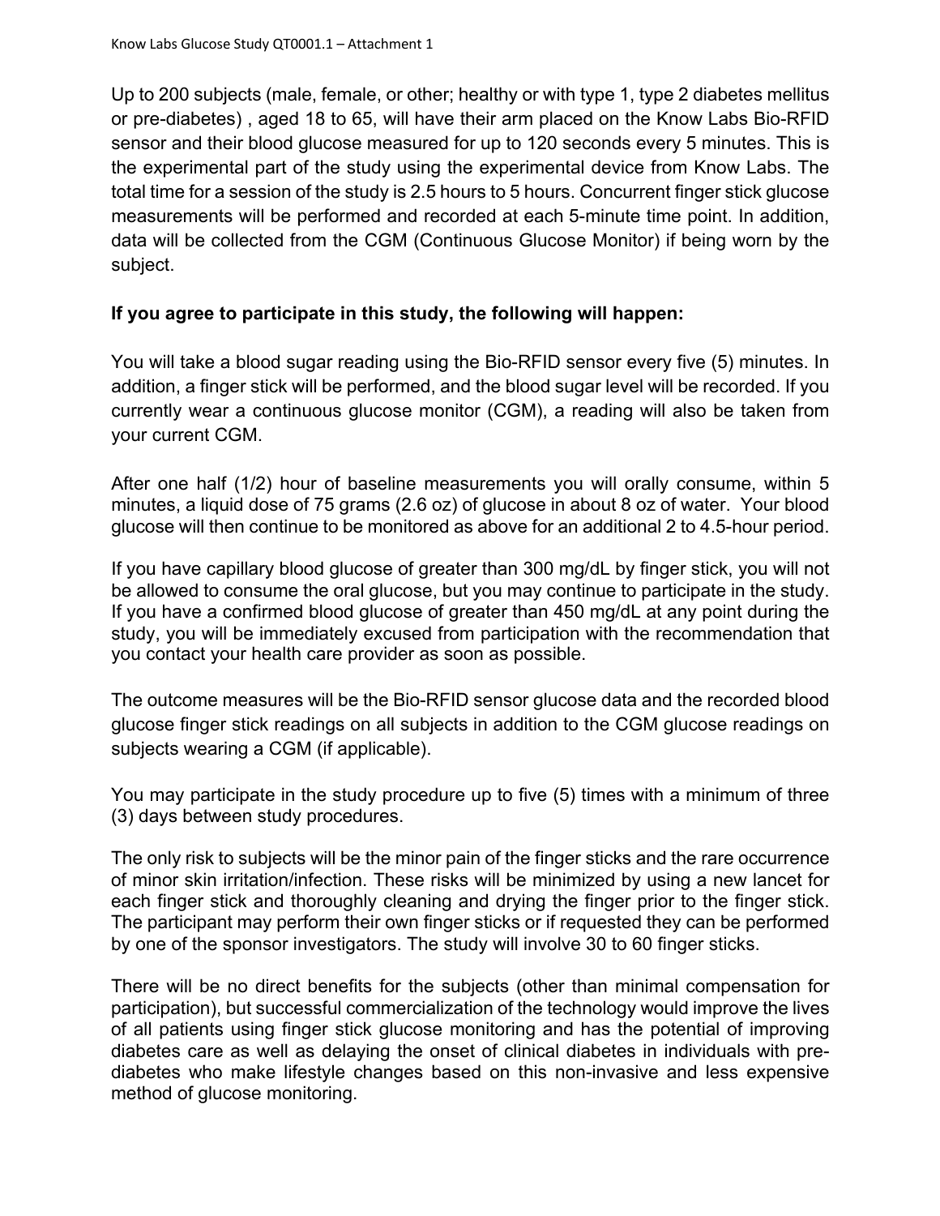Up to 200 subjects (male, female, or other; healthy or with type 1, type 2 diabetes mellitus or pre-diabetes) , aged 18 to 65, will have their arm placed on the Know Labs Bio-RFID sensor and their blood glucose measured for up to 120 seconds every 5 minutes. This is the experimental part of the study using the experimental device from Know Labs. The total time for a session of the study is 2.5 hours to 5 hours. Concurrent finger stick glucose measurements will be performed and recorded at each 5-minute time point. In addition, data will be collected from the CGM (Continuous Glucose Monitor) if being worn by the subject.

**If you agree to participate in this study, the following will happen:**

You will take a blood sugar reading using the Bio-RFID sensor every five (5) minutes. In addition, a finger stick will be performed, and the blood sugar level will be recorded. If you currently wear a continuous glucose monitor (CGM), a reading will also be taken from your current CGM.

After one half (1/2) hour of baseline measurements you will orally consume, within 5 minutes, a liquid dose of 75 grams (2.6 oz) of glucose in about 8 oz of water. Your blood glucose will then continue to be monitored as above for an additional 2 to 4.5-hour period.

If you have capillary blood glucose of greater than 300 mg/dL by finger stick, you will not be allowed to consume the oral glucose, but you may continue to participate in the study. If you have a confirmed blood glucose of greater than 450 mg/dL at any point during the study, you will be immediately excused from participation with the recommendation that you contact your health care provider as soon as possible.

The outcome measures will be the Bio-RFID sensor glucose data and the recorded blood glucose finger stick readings on all subjects in addition to the CGM glucose readings on subjects wearing a CGM (if applicable).

You may participate in the study procedure up to five (5) times with a minimum of three (3) days between study procedures.

The only risk to subjects will be the minor pain of the finger sticks and the rare occurrence of minor skin irritation/infection. These risks will be minimized by using a new lancet for each finger stick and thoroughly cleaning and drying the finger prior to the finger stick. The participant may perform their own finger sticks or if requested they can be performed by one of the sponsor investigators. The study will involve 30 to 60 finger sticks.

There will be no direct benefits for the subjects (other than minimal compensation for participation), but successful commercialization of the technology would improve the lives of all patients using finger stick glucose monitoring and has the potential of improving diabetes care as well as delaying the onset of clinical diabetes in individuals with pre-diabetes who make lifestyle changes based on this non-invasive and less expensive method of glucose monitoring.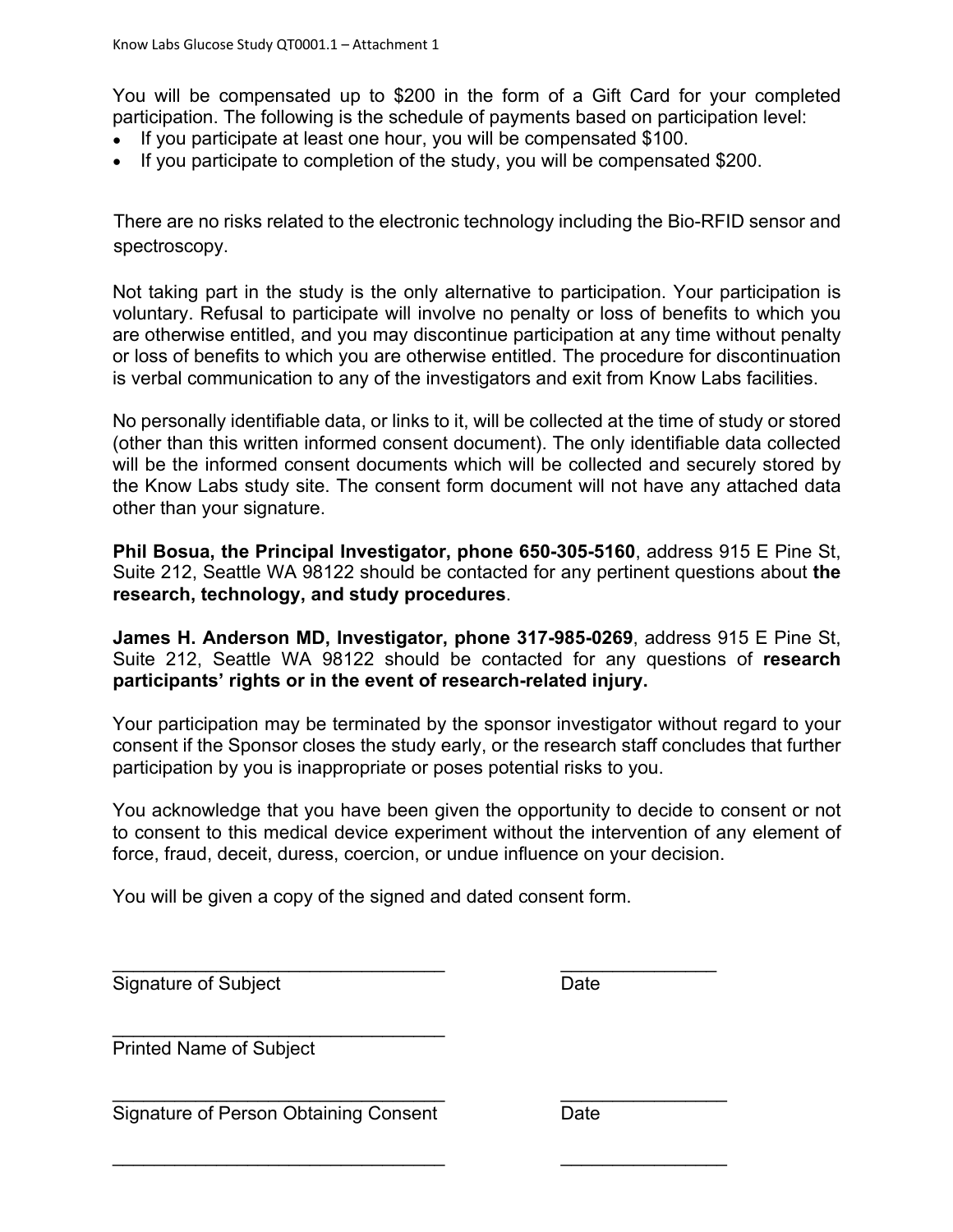You will be compensated up to $200 in the form of a Gift Card for your completed participation. The following is the schedule of payments based on participation level:

- If you participate at least one hour, you will be compensated $100.
- If you participate to completion of the study, you will be compensated $200.

There are no risks related to the electronic technology including the Bio-RFID sensor and spectroscopy.

Not taking part in the study is the only alternative to participation. Your participation is voluntary. Refusal to participate will involve no penalty or loss of benefits to which you are otherwise entitled, and you may discontinue participation at any time without penalty or loss of benefits to which you are otherwise entitled. The procedure for discontinuation is verbal communication to any of the investigators and exit from Know Labs facilities.

No personally identifiable data, or links to it, will be collected at the time of study or stored (other than this written informed consent document). The only identifiable data collected will be the informed consent documents which will be collected and securely stored by the Know Labs study site. The consent form document will not have any attached data other than your signature.

**Phil Bosua, the Principal Investigator, phone 650-305-5160**, address 915 E Pine St, Suite 212, Seattle WA 98122 should be contacted for any pertinent questions about **the research, technology, and study procedures**.

**James H. Anderson MD, Investigator, phone 317-985-0269**, address 915 E Pine St, Suite 212, Seattle WA 98122 should be contacted for any questions of **research participants' rights or in the event of research-related injury.**

Your participation may be terminated by the sponsor investigator without regard to your consent if the Sponsor closes the study early, or the research staff concludes that further participation by you is inappropriate or poses potential risks to you.

You acknowledge that you have been given the opportunity to decide to consent or not to consent to this medical device experiment without the intervention of any element of force, fraud, deceit, duress, coercion, or undue influence on your decision.

You will be given a copy of the signed and dated consent form.

\_\_\_\_\_\_\_\_\_\_\_\_\_\_\_\_\_\_\_\_\_\_\_\_\_\_\_\_\_\_\_\_ &nbsp;&nbsp;&nbsp;&nbsp; \_\_\_\_\_\_\_\_\_\_\_\_\_\_\_
Signature of Subject &nbsp;&nbsp;&nbsp;&nbsp; Date

\_\_\_\_\_\_\_\_\_\_\_\_\_\_\_\_\_\_\_\_\_\_\_\_\_\_\_\_\_\_\_\_
Printed Name of Subject

\_\_\_\_\_\_\_\_\_\_\_\_\_\_\_\_\_\_\_\_\_\_\_\_\_\_\_\_\_\_\_\_ &nbsp;&nbsp;&nbsp;&nbsp; \_\_\_\_\_\_\_\_\_\_\_\_\_\_\_
Signature of Person Obtaining Consent &nbsp;&nbsp;&nbsp;&nbsp; Date

\_\_\_\_\_\_\_\_\_\_\_\_\_\_\_\_\_\_\_\_\_\_\_\_\_\_\_\_\_\_\_\_ &nbsp;&nbsp;&nbsp;&nbsp; \_\_\_\_\_\_\_\_\_\_\_\_\_\_\_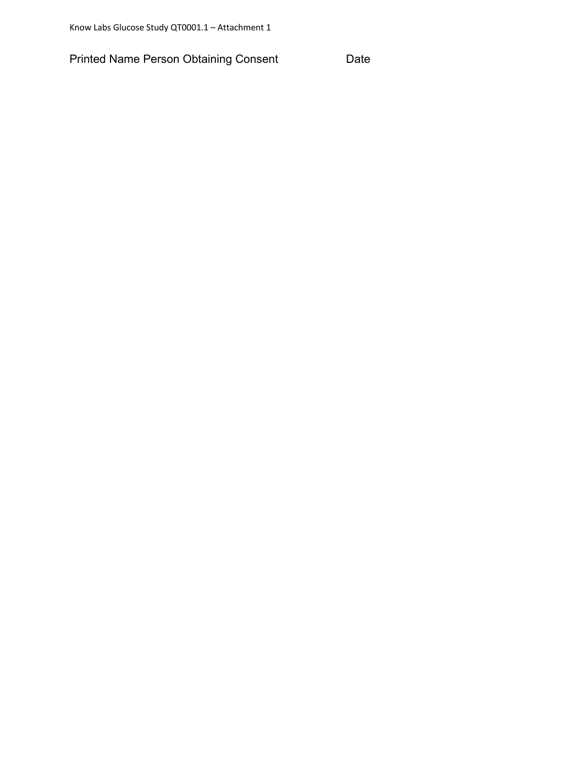Printed Name Person Obtaining Consent Date